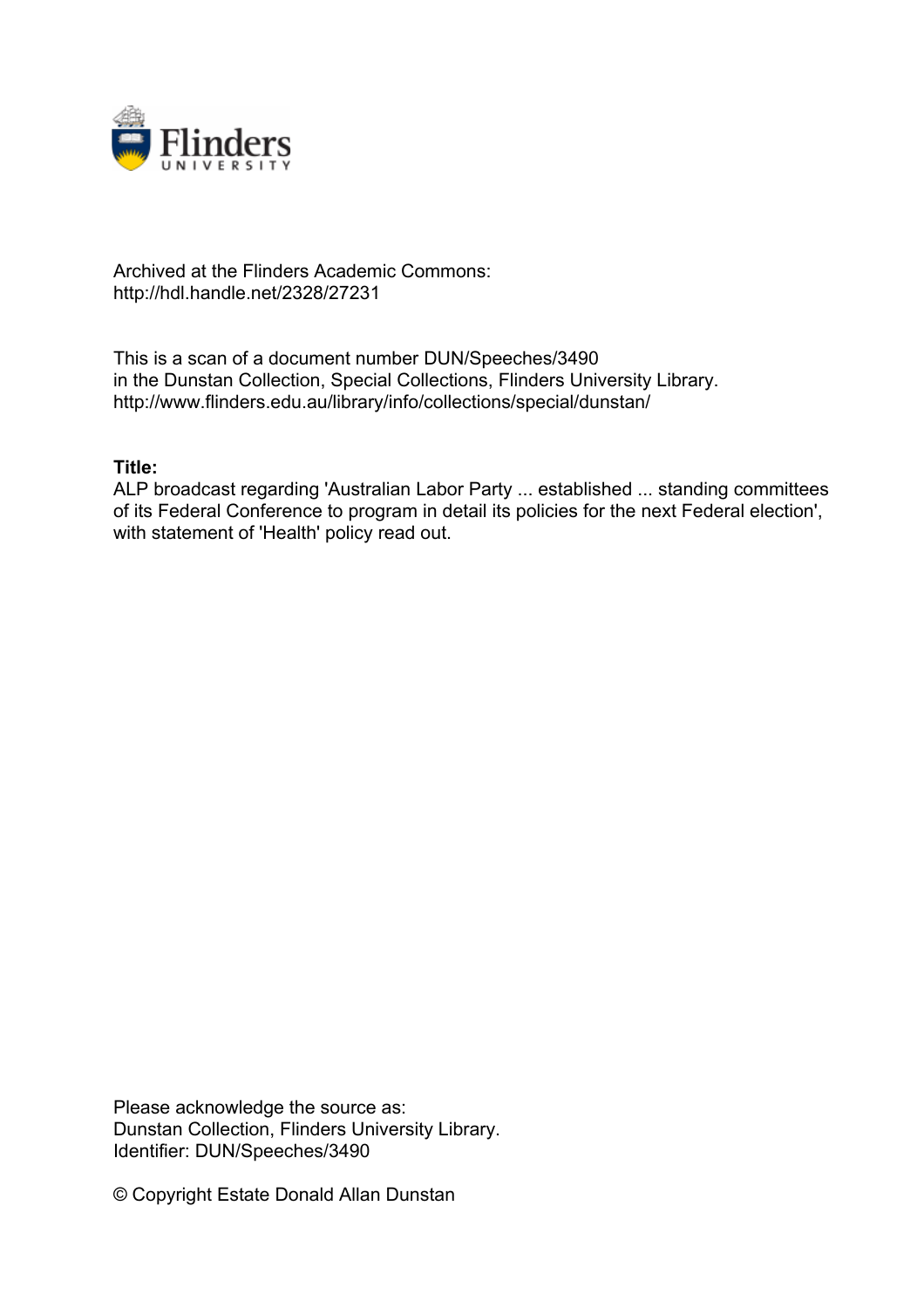Archived at the Flinders Academic Commons:
http://hdl.handle.net/2328/27231

This is a scan of a document number DUN/Speeches/3490
in the Dunstan Collection, Special Collections, Flinders University Library.
http://www.flinders.edu.au/library/info/collections/special/dunstan/

**Title:**
ALP broadcast regarding 'Australian Labor Party ... established ... standing committees of its Federal Conference to program in detail its policies for the next Federal election', with statement of 'Health' policy read out.

Please acknowledge the source as:
Dunstan Collection, Flinders University Library.
Identifier: DUN/Speeches/3490

© Copyright Estate Donald Allan Dunstan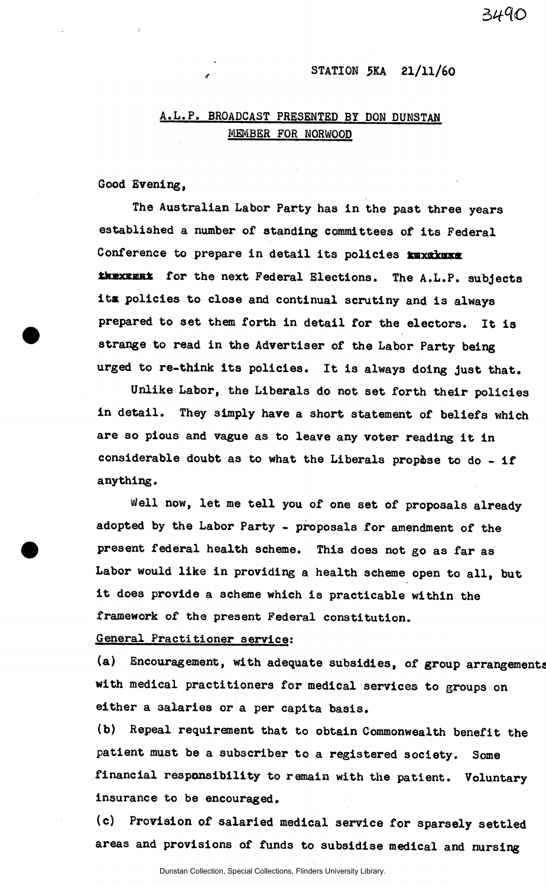3490

STATION 5KA 21/11/60

A.L.P. BROADCAST PRESENTED BY DON DUNSTAN
MEMBER FOR NORWOOD

Good Evening,

The Australian Labor Party has in the past three years established a number of standing committees of its Federal Conference to prepare in detail its policies ~~in advance~~ ~~thereof~~ for the next Federal Elections. The A.L.P. subjects its policies to close and continual scrutiny and is always prepared to set them forth in detail for the electors. It is strange to read in the Advertiser of the Labor Party being urged to re-think its policies. It is always doing just that.

Unlike Labor, the Liberals do not set forth their policies in detail. They simply have a short statement of beliefs which are so pious and vague as to leave any voter reading it in considerable doubt as to what the Liberals propose to do - if anything.

Well now, let me tell you of one set of proposals already adopted by the Labor Party - proposals for amendment of the present federal health scheme. This does not go as far as Labor would like in providing a health scheme open to all, but it does provide a scheme which is practicable within the framework of the present Federal constitution.

General Practitioner service:

(a) Encouragement, with adequate subsidies, of group arrangements with medical practitioners for medical services to groups on either a salaries or a per capita basis.

(b) Repeal requirement that to obtain Commonwealth benefit the patient must be a subscriber to a registered society. Some financial responsibility to remain with the patient. Voluntary insurance to be encouraged.

(c) Provision of salaried medical service for sparsely settled areas and provisions of funds to subsidise medical and nursing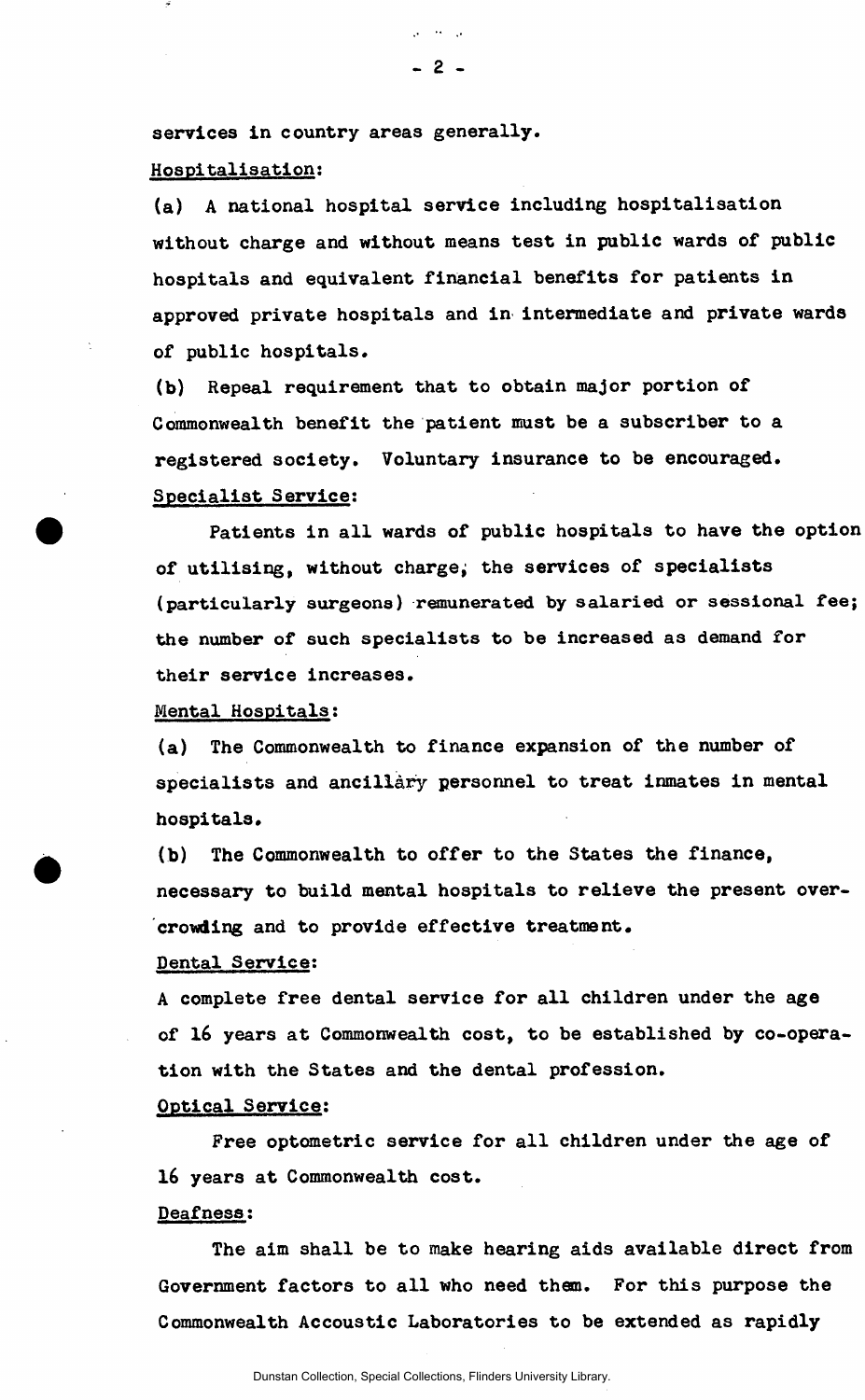services in country areas generally.

Hospitalisation:

(a) A national hospital service including hospitalisation without charge and without means test in public wards of public hospitals and equivalent financial benefits for patients in approved private hospitals and in intermediate and private wards of public hospitals.

(b) Repeal requirement that to obtain major portion of Commonwealth benefit the patient must be a subscriber to a registered society. Voluntary insurance to be encouraged.

Specialist Service:

Patients in all wards of public hospitals to have the option of utilising, without charge, the services of specialists (particularly surgeons) remunerated by salaried or sessional fee; the number of such specialists to be increased as demand for their service increases.

Mental Hospitals:

(a) The Commonwealth to finance expansion of the number of specialists and ancillary personnel to treat inmates in mental hospitals.

(b) The Commonwealth to offer to the States the finance, necessary to build mental hospitals to relieve the present over-crowding and to provide effective treatment.

Dental Service:

A complete free dental service for all children under the age of 16 years at Commonwealth cost, to be established by co-operation with the States and the dental profession.

Optical Service:

Free optometric service for all children under the age of 16 years at Commonwealth cost.

Deafness:

The aim shall be to make hearing aids available direct from Government factors to all who need them. For this purpose the Commonwealth Accoustic Laboratories to be extended as rapidly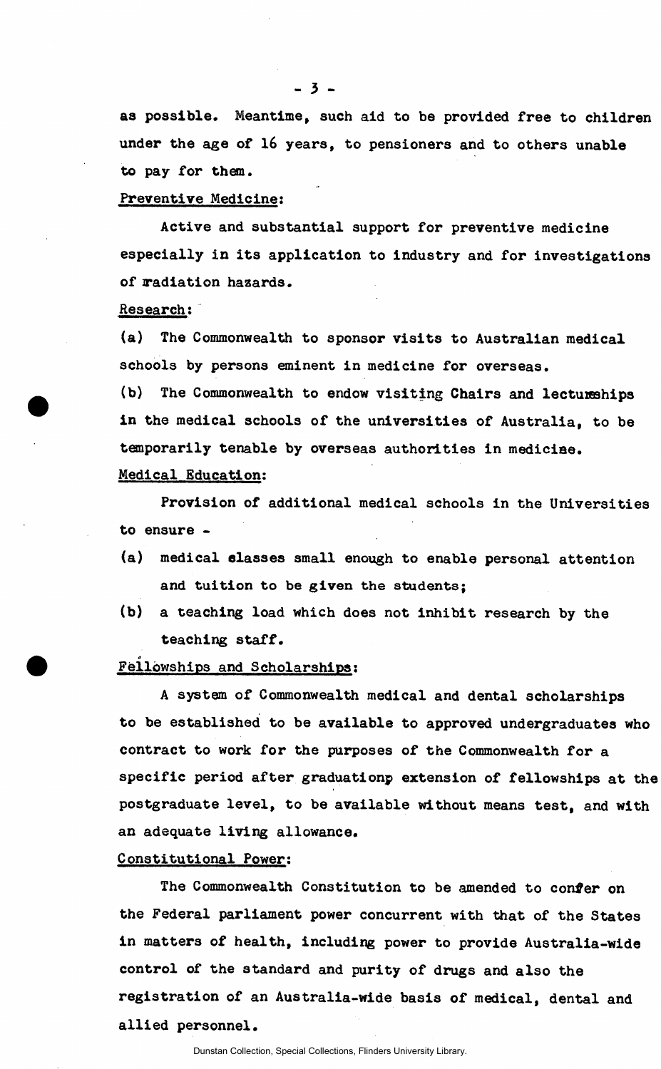as possible. Meantime, such aid to be provided free to children under the age of 16 years, to pensioners and to others unable to pay for them.

Preventive Medicine:

Active and substantial support for preventive medicine especially in its application to industry and for investigations of radiation hazards.

Research:

(a) The Commonwealth to sponsor visits to Australian medical schools by persons eminent in medicine for overseas.

(b) The Commonwealth to endow visiting Chairs and lectureships in the medical schools of the universities of Australia, to be temporarily tenable by overseas authorities in medicine.

Medical Education:

Provision of additional medical schools in the Universities to ensure -

(a) medical classes small enough to enable personal attention and tuition to be given the students;

(b) a teaching load which does not inhibit research by the teaching staff.

Fellowships and Scholarships:

A system of Commonwealth medical and dental scholarships to be established to be available to approved undergraduates who contract to work for the purposes of the Commonwealth for a specific period after graduation; extension of fellowships at the postgraduate level, to be available without means test, and with an adequate living allowance.

Constitutional Power:

The Commonwealth Constitution to be amended to confer on the Federal parliament power concurrent with that of the States in matters of health, including power to provide Australia-wide control of the standard and purity of drugs and also the registration of an Australia-wide basis of medical, dental and allied personnel.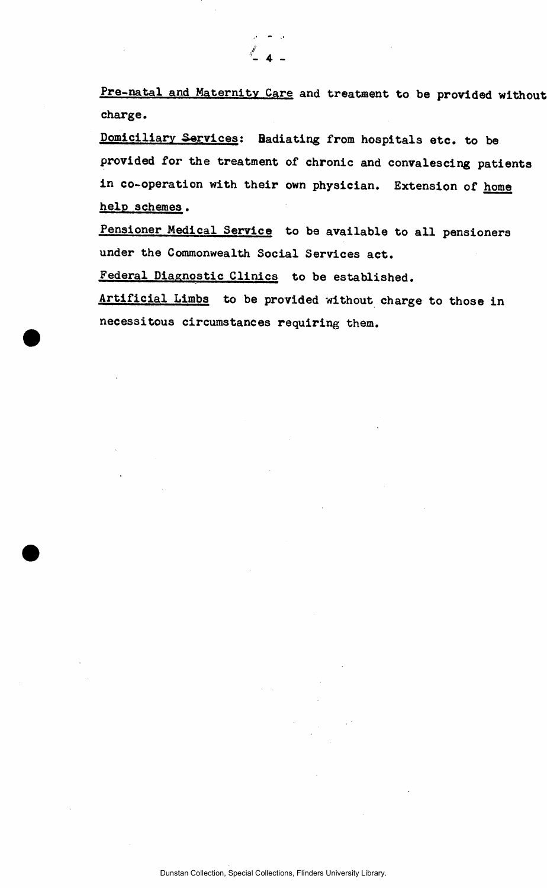<u>Pre-natal and Maternity Care</u> and treatment to be provided without charge.

<u>Domiciliary Services</u>: Radiating from hospitals etc. to be provided for the treatment of chronic and convalescing patients in co-operation with their own physician. Extension of <u>home help schemes</u>.

<u>Pensioner Medical Service</u> to be available to all pensioners under the Commonwealth Social Services act.

<u>Federal Diagnostic Clinics</u> to be established.

<u>Artificial Limbs</u> to be provided without charge to those in necessitous circumstances requiring them.

Dunstan Collection, Special Collections, Flinders University Library.